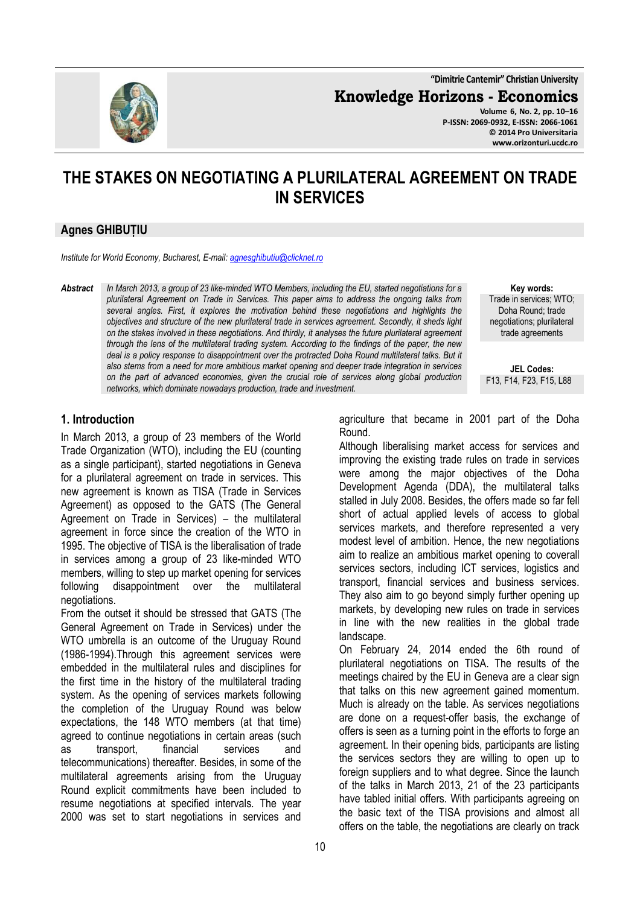# THE STAKES ON NEGOTIATING A PLURILATERAL AGREEMENT ON TRADE IN SERVICES

**Agnes GHIBUȚIU**

*Institute for World Economy, Bucharest, E-mail: agnesghibutiu@clicknet.ro*

***Abstract*** *In March 2013, a group of 23 like-minded WTO Members, including the EU, started negotiations for a plurilateral Agreement on Trade in Services. This paper aims to address the ongoing talks from several angles. First, it explores the motivation behind these negotiations and highlights the objectives and structure of the new plurilateral trade in services agreement. Secondly, it sheds light on the stakes involved in these negotiations. And thirdly, it analyses the future plurilateral agreement through the lens of the multilateral trading system. According to the findings of the paper, the new deal is a policy response to disappointment over the protracted Doha Round multilateral talks. But it also stems from a need for more ambitious market opening and deeper trade integration in services on the part of advanced economies, given the crucial role of services along global production networks, which dominate nowadays production, trade and investment.*

**Key words:** Trade in services; WTO; Doha Round; trade negotiations; plurilateral trade agreements

**JEL Codes:** F13, F14, F23, F15, L88

## 1. Introduction

In March 2013, a group of 23 members of the World Trade Organization (WTO), including the EU (counting as a single participant), started negotiations in Geneva for a plurilateral agreement on trade in services. This new agreement is known as TISA (Trade in Services Agreement) as opposed to the GATS (The General Agreement on Trade in Services) – the multilateral agreement in force since the creation of the WTO in 1995. The objective of TISA is the liberalisation of trade in services among a group of 23 like-minded WTO members, willing to step up market opening for services following disappointment over the multilateral negotiations.

From the outset it should be stressed that GATS (The General Agreement on Trade in Services) under the WTO umbrella is an outcome of the Uruguay Round (1986-1994).Through this agreement services were embedded in the multilateral rules and disciplines for the first time in the history of the multilateral trading system. As the opening of services markets following the completion of the Uruguay Round was below expectations, the 148 WTO members (at that time) agreed to continue negotiations in certain areas (such as transport, financial services and telecommunications) thereafter. Besides, in some of the multilateral agreements arising from the Uruguay Round explicit commitments have been included to resume negotiations at specified intervals. The year 2000 was set to start negotiations in services and agriculture that became in 2001 part of the Doha Round.

Although liberalising market access for services and improving the existing trade rules on trade in services were among the major objectives of the Doha Development Agenda (DDA), the multilateral talks stalled in July 2008. Besides, the offers made so far fell short of actual applied levels of access to global services markets, and therefore represented a very modest level of ambition. Hence, the new negotiations aim to realize an ambitious market opening to coverall services sectors, including ICT services, logistics and transport, financial services and business services. They also aim to go beyond simply further opening up markets, by developing new rules on trade in services in line with the new realities in the global trade landscape.

On February 24, 2014 ended the 6th round of plurilateral negotiations on TISA. The results of the meetings chaired by the EU in Geneva are a clear sign that talks on this new agreement gained momentum. Much is already on the table. As services negotiations are done on a request-offer basis, the exchange of offers is seen as a turning point in the efforts to forge an agreement. In their opening bids, participants are listing the services sectors they are willing to open up to foreign suppliers and to what degree. Since the launch of the talks in March 2013, 21 of the 23 participants have tabled initial offers. With participants agreeing on the basic text of the TISA provisions and almost all offers on the table, the negotiations are clearly on track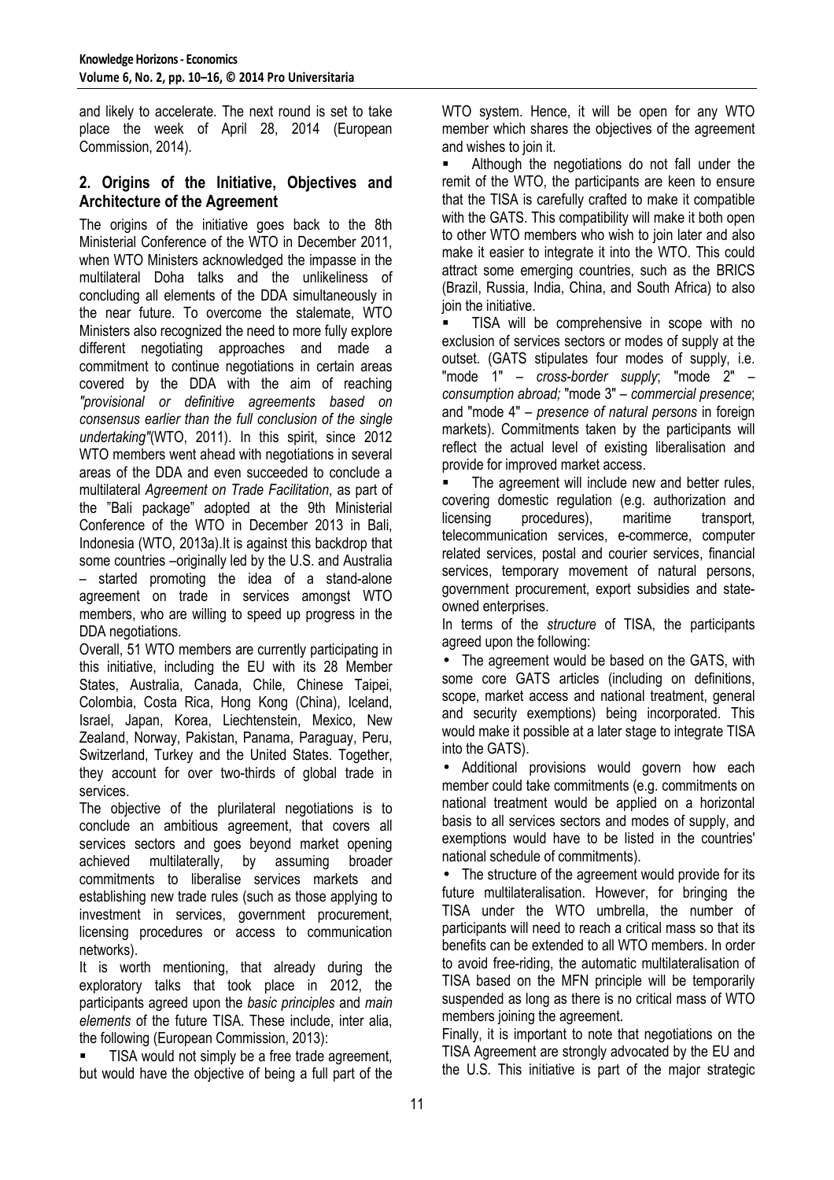and likely to accelerate. The next round is set to take place the week of April 28, 2014 (European Commission, 2014).

## 2. Origins of the Initiative, Objectives and Architecture of the Agreement

The origins of the initiative goes back to the 8th Ministerial Conference of the WTO in December 2011, when WTO Ministers acknowledged the impasse in the multilateral Doha talks and the unlikeliness of concluding all elements of the DDA simultaneously in the near future. To overcome the stalemate, WTO Ministers also recognized the need to more fully explore different negotiating approaches and made a commitment to continue negotiations in certain areas covered by the DDA with the aim of reaching *"provisional or definitive agreements based on consensus earlier than the full conclusion of the single undertaking"*(WTO, 2011). In this spirit, since 2012 WTO members went ahead with negotiations in several areas of the DDA and even succeeded to conclude a multilateral *Agreement on Trade Facilitation*, as part of the "Bali package" adopted at the 9th Ministerial Conference of the WTO in December 2013 in Bali, Indonesia (WTO, 2013a).It is against this backdrop that some countries –originally led by the U.S. and Australia – started promoting the idea of a stand-alone agreement on trade in services amongst WTO members, who are willing to speed up progress in the DDA negotiations.

Overall, 51 WTO members are currently participating in this initiative, including the EU with its 28 Member States, Australia, Canada, Chile, Chinese Taipei, Colombia, Costa Rica, Hong Kong (China), Iceland, Israel, Japan, Korea, Liechtenstein, Mexico, New Zealand, Norway, Pakistan, Panama, Paraguay, Peru, Switzerland, Turkey and the United States. Together, they account for over two-thirds of global trade in services.

The objective of the plurilateral negotiations is to conclude an ambitious agreement, that covers all services sectors and goes beyond market opening achieved multilaterally, by assuming broader commitments to liberalise services markets and establishing new trade rules (such as those applying to investment in services, government procurement, licensing procedures or access to communication networks).

It is worth mentioning, that already during the exploratory talks that took place in 2012, the participants agreed upon the *basic principles* and *main elements* of the future TISA. These include, inter alia, the following (European Commission, 2013):

- TISA would not simply be a free trade agreement, but would have the objective of being a full part of the WTO system. Hence, it will be open for any WTO member which shares the objectives of the agreement and wishes to join it.
- Although the negotiations do not fall under the remit of the WTO, the participants are keen to ensure that the TISA is carefully crafted to make it compatible with the GATS. This compatibility will make it both open to other WTO members who wish to join later and also make it easier to integrate it into the WTO. This could attract some emerging countries, such as the BRICS (Brazil, Russia, India, China, and South Africa) to also join the initiative.
- TISA will be comprehensive in scope with no exclusion of services sectors or modes of supply at the outset. (GATS stipulates four modes of supply, i.e. "mode 1" – *cross-border supply*; "mode 2" – *consumption abroad;* "mode 3" – *commercial presence*; and "mode 4" – *presence of natural persons* in foreign markets). Commitments taken by the participants will reflect the actual level of existing liberalisation and provide for improved market access.
- The agreement will include new and better rules, covering domestic regulation (e.g. authorization and licensing procedures), maritime transport, telecommunication services, e-commerce, computer related services, postal and courier services, financial services, temporary movement of natural persons, government procurement, export subsidies and state-owned enterprises.

In terms of the *structure* of TISA, the participants agreed upon the following:

- The agreement would be based on the GATS, with some core GATS articles (including on definitions, scope, market access and national treatment, general and security exemptions) being incorporated. This would make it possible at a later stage to integrate TISA into the GATS).
- Additional provisions would govern how each member could take commitments (e.g. commitments on national treatment would be applied on a horizontal basis to all services sectors and modes of supply, and exemptions would have to be listed in the countries' national schedule of commitments).
- The structure of the agreement would provide for its future multilateralisation. However, for bringing the TISA under the WTO umbrella, the number of participants will need to reach a critical mass so that its benefits can be extended to all WTO members. In order to avoid free-riding, the automatic multilateralisation of TISA based on the MFN principle will be temporarily suspended as long as there is no critical mass of WTO members joining the agreement.

Finally, it is important to note that negotiations on the TISA Agreement are strongly advocated by the EU and the U.S. This initiative is part of the major strategic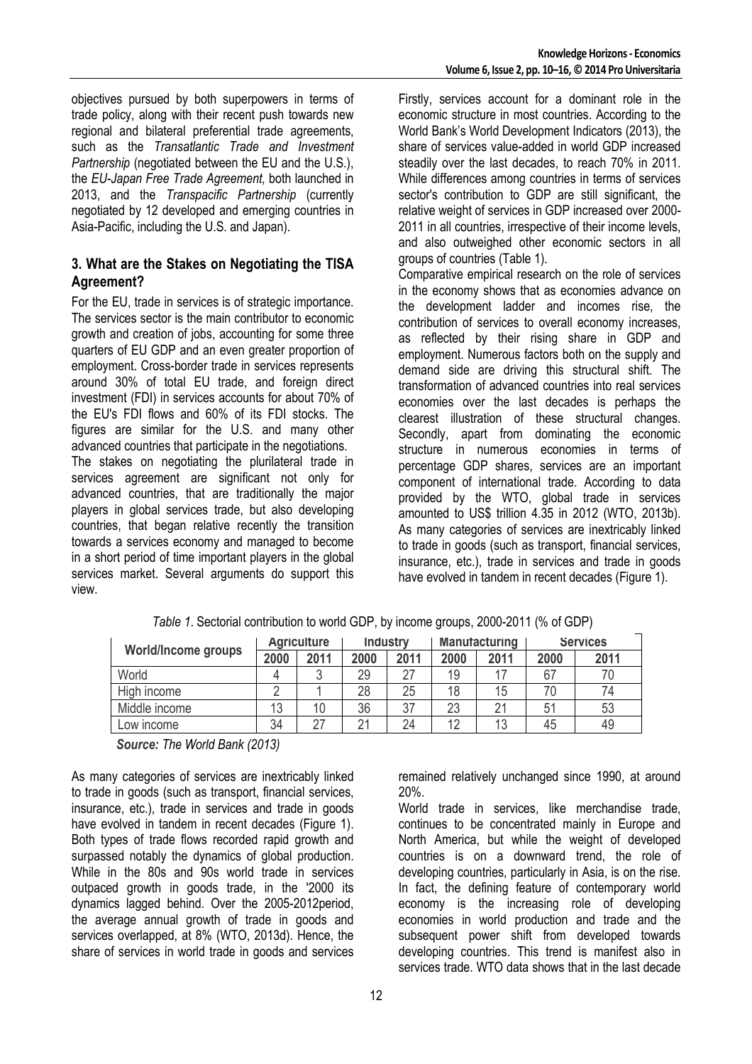objectives pursued by both superpowers in terms of trade policy, along with their recent push towards new regional and bilateral preferential trade agreements, such as the *Transatlantic Trade and Investment Partnership* (negotiated between the EU and the U.S.), the *EU-Japan Free Trade Agreement,* both launched in 2013, and the *Transpacific Partnership* (currently negotiated by 12 developed and emerging countries in Asia-Pacific, including the U.S. and Japan).

## 3. What are the Stakes on Negotiating the TISA Agreement?

For the EU, trade in services is of strategic importance. The services sector is the main contributor to economic growth and creation of jobs, accounting for some three quarters of EU GDP and an even greater proportion of employment. Cross-border trade in services represents around 30% of total EU trade, and foreign direct investment (FDI) in services accounts for about 70% of the EU's FDI flows and 60% of its FDI stocks. The figures are similar for the U.S. and many other advanced countries that participate in the negotiations.

The stakes on negotiating the plurilateral trade in services agreement are significant not only for advanced countries, that are traditionally the major players in global services trade, but also developing countries, that began relative recently the transition towards a services economy and managed to become in a short period of time important players in the global services market. Several arguments do support this view.

Firstly, services account for a dominant role in the economic structure in most countries. According to the World Bank's World Development Indicators (2013), the share of services value-added in world GDP increased steadily over the last decades, to reach 70% in 2011. While differences among countries in terms of services sector's contribution to GDP are still significant, the relative weight of services in GDP increased over 2000-2011 in all countries, irrespective of their income levels, and also outweighed other economic sectors in all groups of countries (Table 1).

Comparative empirical research on the role of services in the economy shows that as economies advance on the development ladder and incomes rise, the contribution of services to overall economy increases, as reflected by their rising share in GDP and employment. Numerous factors both on the supply and demand side are driving this structural shift. The transformation of advanced countries into real services economies over the last decades is perhaps the clearest illustration of these structural changes.

Secondly, apart from dominating the economic structure in numerous economies in terms of percentage GDP shares, services are an important component of international trade. According to data provided by the WTO, global trade in services amounted to US$ trillion 4.35 in 2012 (WTO, 2013b). As many categories of services are inextricably linked to trade in goods (such as transport, financial services, insurance, etc.), trade in services and trade in goods have evolved in tandem in recent decades (Figure 1).

*Table 1.* Sectorial contribution to world GDP, by income groups, 2000-2011 (% of GDP)

| World/Income groups | Agriculture | | Industry | | Manufacturing | | Services | |
|---|---|---|---|---|---|---|---|---|
| | 2000 | 2011 | 2000 | 2011 | 2000 | 2011 | 2000 | 2011 |
| World | 4 | 3 | 29 | 27 | 19 | 17 | 67 | 70 |
| High income | 2 | 1 | 28 | 25 | 18 | 15 | 70 | 74 |
| Middle income | 13 | 10 | 36 | 37 | 23 | 21 | 51 | 53 |
| Low income | 34 | 27 | 21 | 24 | 12 | 13 | 45 | 49 |

***Source:*** *The World Bank (2013)*

As many categories of services are inextricably linked to trade in goods (such as transport, financial services, insurance, etc.), trade in services and trade in goods have evolved in tandem in recent decades (Figure 1). Both types of trade flows recorded rapid growth and surpassed notably the dynamics of global production. While in the 80s and 90s world trade in services outpaced growth in goods trade, in the '2000 its dynamics lagged behind. Over the 2005-2012period, the average annual growth of trade in goods and services overlapped, at 8% (WTO, 2013d). Hence, the share of services in world trade in goods and services remained relatively unchanged since 1990, at around 20%.

World trade in services, like merchandise trade, continues to be concentrated mainly in Europe and North America, but while the weight of developed countries is on a downward trend, the role of developing countries, particularly in Asia, is on the rise. In fact, the defining feature of contemporary world economy is the increasing role of developing economies in world production and trade and the subsequent power shift from developed towards developing countries. This trend is manifest also in services trade. WTO data shows that in the last decade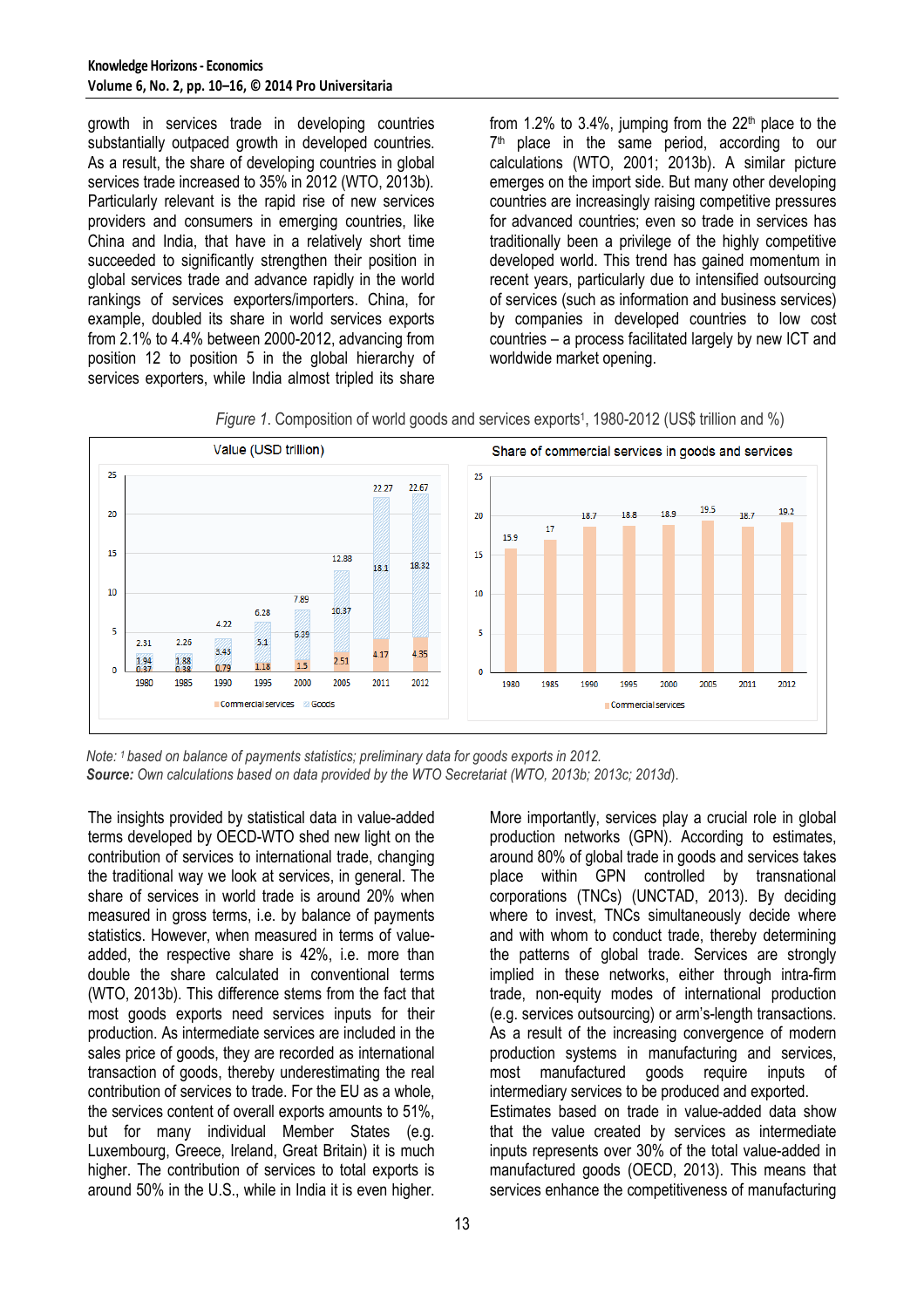growth in services trade in developing countries substantially outpaced growth in developed countries. As a result, the share of developing countries in global services trade increased to 35% in 2012 (WTO, 2013b). Particularly relevant is the rapid rise of new services providers and consumers in emerging countries, like China and India, that have in a relatively short time succeeded to significantly strengthen their position in global services trade and advance rapidly in the world rankings of services exporters/importers. China, for example, doubled its share in world services exports from 2.1% to 4.4% between 2000-2012, advancing from position 12 to position 5 in the global hierarchy of services exporters, while India almost tripled its share from 1.2% to 3.4%, jumping from the 22[th] place to the 7[th] place in the same period, according to our calculations (WTO, 2001; 2013b). A similar picture emerges on the import side. But many other developing countries are increasingly raising competitive pressures for advanced countries; even so trade in services has traditionally been a privilege of the highly competitive developed world. This trend has gained momentum in recent years, particularly due to intensified outsourcing of services (such as information and business services) by companies in developed countries to low cost countries – a process facilitated largely by new ICT and worldwide market opening.

*Figure 1.* Composition of world goods and services exports[1], 1980-2012 (US$ trillion and %)

*Note:* [1] *based on balance of payments statistics; preliminary data for goods exports in 2012.*
***Source:*** *Own calculations based on data provided by the WTO Secretariat (WTO, 2013b; 2013c; 2013d).*

The insights provided by statistical data in value-added terms developed by OECD-WTO shed new light on the contribution of services to international trade, changing the traditional way we look at services, in general. The share of services in world trade is around 20% when measured in gross terms, i.e. by balance of payments statistics. However, when measured in terms of value-added, the respective share is 42%, i.e. more than double the share calculated in conventional terms (WTO, 2013b). This difference stems from the fact that most goods exports need services inputs for their production. As intermediate services are included in the sales price of goods, they are recorded as international transaction of goods, thereby underestimating the real contribution of services to trade. For the EU as a whole, the services content of overall exports amounts to 51%, but for many individual Member States (e.g. Luxembourg, Greece, Ireland, Great Britain) it is much higher. The contribution of services to total exports is around 50% in the U.S., while in India it is even higher.

More importantly, services play a crucial role in global production networks (GPN). According to estimates, around 80% of global trade in goods and services takes place within GPN controlled by transnational corporations (TNCs) (UNCTAD, 2013). By deciding where to invest, TNCs simultaneously decide where and with whom to conduct trade, thereby determining the patterns of global trade. Services are strongly implied in these networks, either through intra-firm trade, non-equity modes of international production (e.g. services outsourcing) or arm's-length transactions. As a result of the increasing convergence of modern production systems in manufacturing and services, most manufactured goods require inputs of intermediary services to be produced and exported.
Estimates based on trade in value-added data show that the value created by services as intermediate inputs represents over 30% of the total value-added in manufactured goods (OECD, 2013). This means that services enhance the competitiveness of manufacturing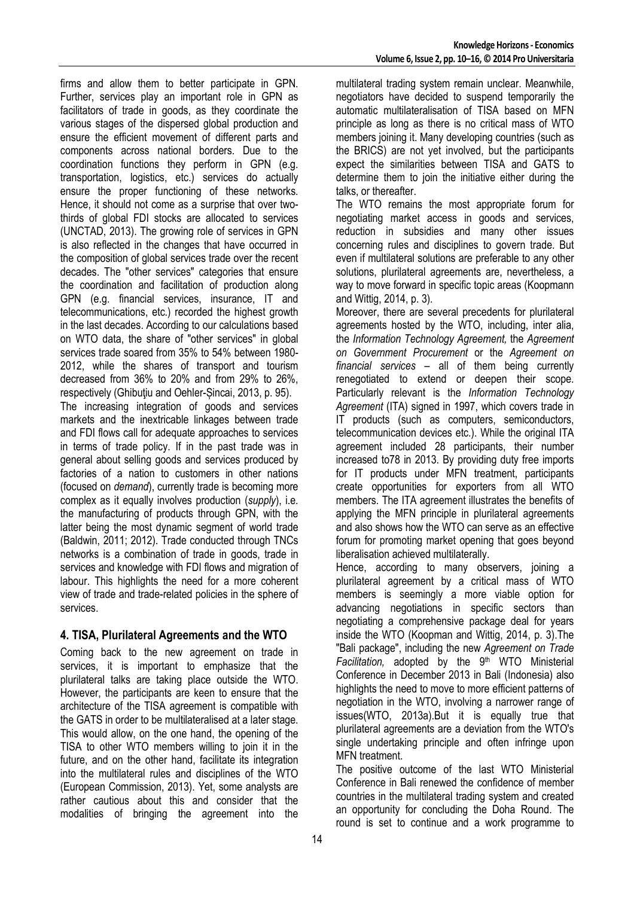firms and allow them to better participate in GPN. Further, services play an important role in GPN as facilitators of trade in goods, as they coordinate the various stages of the dispersed global production and ensure the efficient movement of different parts and components across national borders. Due to the coordination functions they perform in GPN (e.g. transportation, logistics, etc.) services do actually ensure the proper functioning of these networks. Hence, it should not come as a surprise that over two-thirds of global FDI stocks are allocated to services (UNCTAD, 2013). The growing role of services in GPN is also reflected in the changes that have occurred in the composition of global services trade over the recent decades. The "other services" categories that ensure the coordination and facilitation of production along GPN (e.g. financial services, insurance, IT and telecommunications, etc.) recorded the highest growth in the last decades. According to our calculations based on WTO data, the share of "other services" in global services trade soared from 35% to 54% between 1980-2012, while the shares of transport and tourism decreased from 36% to 20% and from 29% to 26%, respectively (Ghibuţiu and Oehler-Șincai, 2013, p. 95).

The increasing integration of goods and services markets and the inextricable linkages between trade and FDI flows call for adequate approaches to services in terms of trade policy. If in the past trade was in general about selling goods and services produced by factories of a nation to customers in other nations (focused on *demand*), currently trade is becoming more complex as it equally involves production (*supply*), i.e. the manufacturing of products through GPN, with the latter being the most dynamic segment of world trade (Baldwin, 2011; 2012). Trade conducted through TNCs networks is a combination of trade in goods, trade in services and knowledge with FDI flows and migration of labour. This highlights the need for a more coherent view of trade and trade-related policies in the sphere of services.

## 4. TISA, Plurilateral Agreements and the WTO

Coming back to the new agreement on trade in services, it is important to emphasize that the plurilateral talks are taking place outside the WTO. However, the participants are keen to ensure that the architecture of the TISA agreement is compatible with the GATS in order to be multilateralised at a later stage. This would allow, on the one hand, the opening of the TISA to other WTO members willing to join it in the future, and on the other hand, facilitate its integration into the multilateral rules and disciplines of the WTO (European Commission, 2013). Yet, some analysts are rather cautious about this and consider that the modalities of bringing the agreement into the multilateral trading system remain unclear. Meanwhile, negotiators have decided to suspend temporarily the automatic multilateralisation of TISA based on MFN principle as long as there is no critical mass of WTO members joining it. Many developing countries (such as the BRICS) are not yet involved, but the participants expect the similarities between TISA and GATS to determine them to join the initiative either during the talks, or thereafter.

The WTO remains the most appropriate forum for negotiating market access in goods and services, reduction in subsidies and many other issues concerning rules and disciplines to govern trade. But even if multilateral solutions are preferable to any other solutions, plurilateral agreements are, nevertheless, a way to move forward in specific topic areas (Koopmann and Wittig, 2014, p. 3).

Moreover, there are several precedents for plurilateral agreements hosted by the WTO, including, inter alia, the *Information Technology Agreement,* the *Agreement on Government Procurement* or the *Agreement on financial services* – all of them being currently renegotiated to extend or deepen their scope. Particularly relevant is the *Information Technology Agreement* (ITA) signed in 1997, which covers trade in IT products (such as computers, semiconductors, telecommunication devices etc.). While the original ITA agreement included 28 participants, their number increased to78 in 2013. By providing duty free imports for IT products under MFN treatment, participants create opportunities for exporters from all WTO members. The ITA agreement illustrates the benefits of applying the MFN principle in plurilateral agreements and also shows how the WTO can serve as an effective forum for promoting market opening that goes beyond liberalisation achieved multilaterally.

Hence, according to many observers, joining a plurilateral agreement by a critical mass of WTO members is seemingly a more viable option for advancing negotiations in specific sectors than negotiating a comprehensive package deal for years inside the WTO (Koopman and Wittig, 2014, p. 3).The "Bali package", including the new *Agreement on Trade Facilitation,* adopted by the 9th WTO Ministerial Conference in December 2013 in Bali (Indonesia) also highlights the need to move to more efficient patterns of negotiation in the WTO, involving a narrower range of issues(WTO, 2013a).But it is equally true that plurilateral agreements are a deviation from the WTO's single undertaking principle and often infringe upon MFN treatment.

The positive outcome of the last WTO Ministerial Conference in Bali renewed the confidence of member countries in the multilateral trading system and created an opportunity for concluding the Doha Round. The round is set to continue and a work programme to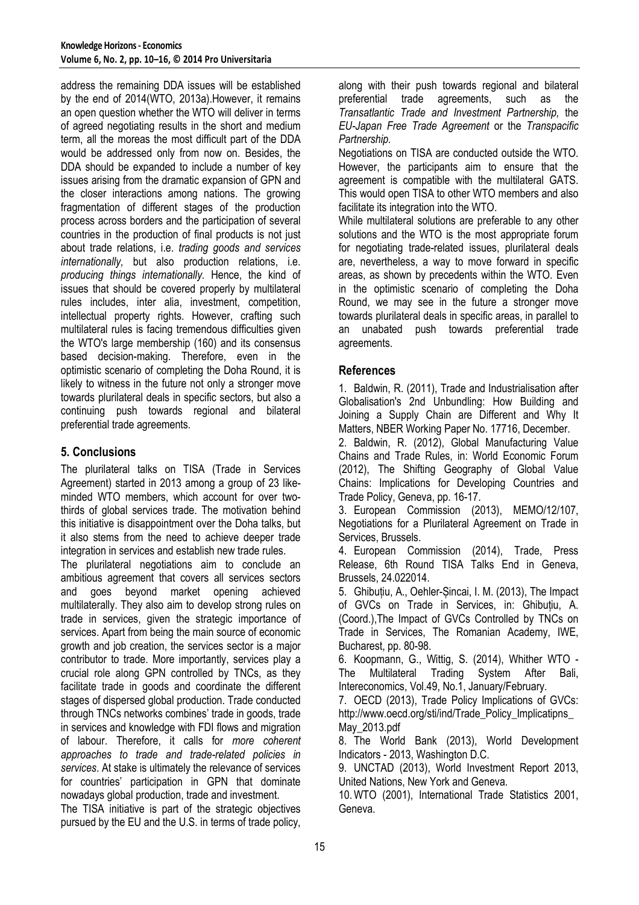address the remaining DDA issues will be established by the end of 2014(WTO, 2013a).However, it remains an open question whether the WTO will deliver in terms of agreed negotiating results in the short and medium term, all the moreas the most difficult part of the DDA would be addressed only from now on. Besides, the DDA should be expanded to include a number of key issues arising from the dramatic expansion of GPN and the closer interactions among nations. The growing fragmentation of different stages of the production process across borders and the participation of several countries in the production of final products is not just about trade relations, i.e. *trading goods and services internationally*, but also production relations, i.e. *producing things internationally*. Hence, the kind of issues that should be covered properly by multilateral rules includes, inter alia, investment, competition, intellectual property rights. However, crafting such multilateral rules is facing tremendous difficulties given the WTO's large membership (160) and its consensus based decision-making. Therefore, even in the optimistic scenario of completing the Doha Round, it is likely to witness in the future not only a stronger move towards plurilateral deals in specific sectors, but also a continuing push towards regional and bilateral preferential trade agreements.

## 5. Conclusions

The plurilateral talks on TISA (Trade in Services Agreement) started in 2013 among a group of 23 like-minded WTO members, which account for over two-thirds of global services trade. The motivation behind this initiative is disappointment over the Doha talks, but it also stems from the need to achieve deeper trade integration in services and establish new trade rules.

The plurilateral negotiations aim to conclude an ambitious agreement that covers all services sectors and goes beyond market opening achieved multilaterally. They also aim to develop strong rules on trade in services, given the strategic importance of services. Apart from being the main source of economic growth and job creation, the services sector is a major contributor to trade. More importantly, services play a crucial role along GPN controlled by TNCs, as they facilitate trade in goods and coordinate the different stages of dispersed global production. Trade conducted through TNCs networks combines' trade in goods, trade in services and knowledge with FDI flows and migration of labour. Therefore, it calls for *more coherent approaches to trade and trade-related policies in services*. At stake is ultimately the relevance of services for countries' participation in GPN that dominate nowadays global production, trade and investment.

The TISA initiative is part of the strategic objectives pursued by the EU and the U.S. in terms of trade policy, along with their push towards regional and bilateral preferential trade agreements, such as the *Transatlantic Trade and Investment Partnership,* the *EU-Japan Free Trade Agreement* or the *Transpacific Partnership.*

Negotiations on TISA are conducted outside the WTO. However, the participants aim to ensure that the agreement is compatible with the multilateral GATS. This would open TISA to other WTO members and also facilitate its integration into the WTO.

While multilateral solutions are preferable to any other solutions and the WTO is the most appropriate forum for negotiating trade-related issues, plurilateral deals are, nevertheless, a way to move forward in specific areas, as shown by precedents within the WTO. Even in the optimistic scenario of completing the Doha Round, we may see in the future a stronger move towards plurilateral deals in specific areas, in parallel to an unabated push towards preferential trade agreements.

## References

1. Baldwin, R. (2011), Trade and Industrialisation after Globalisation's 2nd Unbundling: How Building and Joining a Supply Chain are Different and Why It Matters, NBER Working Paper No. 17716, December.
2. Baldwin, R. (2012), Global Manufacturing Value Chains and Trade Rules, in: World Economic Forum (2012), The Shifting Geography of Global Value Chains: Implications for Developing Countries and Trade Policy, Geneva, pp. 16-17.
3. European Commission (2013), MEMO/12/107, Negotiations for a Plurilateral Agreement on Trade in Services, Brussels.
4. European Commission (2014), Trade, Press Release, 6th Round TISA Talks End in Geneva, Brussels, 24.022014.
5. Ghibuțiu, A., Oehler-Șincai, I. M. (2013), The Impact of GVCs on Trade in Services, in: Ghibuțiu, A. (Coord.),The Impact of GVCs Controlled by TNCs on Trade in Services, The Romanian Academy, IWE, Bucharest, pp. 80-98.
6. Koopmann, G., Wittig, S. (2014), Whither WTO - The Multilateral Trading System After Bali, Intereconomics, Vol.49, No.1, January/February.
7. OECD (2013), Trade Policy Implications of GVCs: http://www.oecd.org/sti/ind/Trade_Policy_Implicatipns_May_2013.pdf
8. The World Bank (2013), World Development Indicators - 2013, Washington D.C.
9. UNCTAD (2013), World Investment Report 2013, United Nations, New York and Geneva.
10. WTO (2001), International Trade Statistics 2001, Geneva.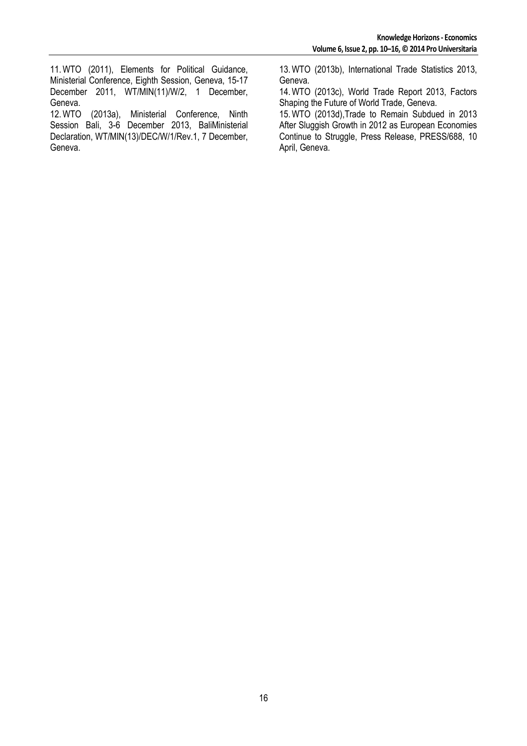11. WTO (2011), Elements for Political Guidance, Ministerial Conference, Eighth Session, Geneva, 15-17 December 2011, WT/MIN(11)/W/2, 1 December, Geneva.

12. WTO (2013a), Ministerial Conference, Ninth Session Bali, 3-6 December 2013, BaliMinisterial Declaration, WT/MIN(13)/DEC/W/1/Rev.1, 7 December, Geneva.

13. WTO (2013b), International Trade Statistics 2013, Geneva.

14. WTO (2013c), World Trade Report 2013, Factors Shaping the Future of World Trade, Geneva.

15. WTO (2013d),Trade to Remain Subdued in 2013 After Sluggish Growth in 2012 as European Economies Continue to Struggle, Press Release, PRESS/688, 10 April, Geneva.